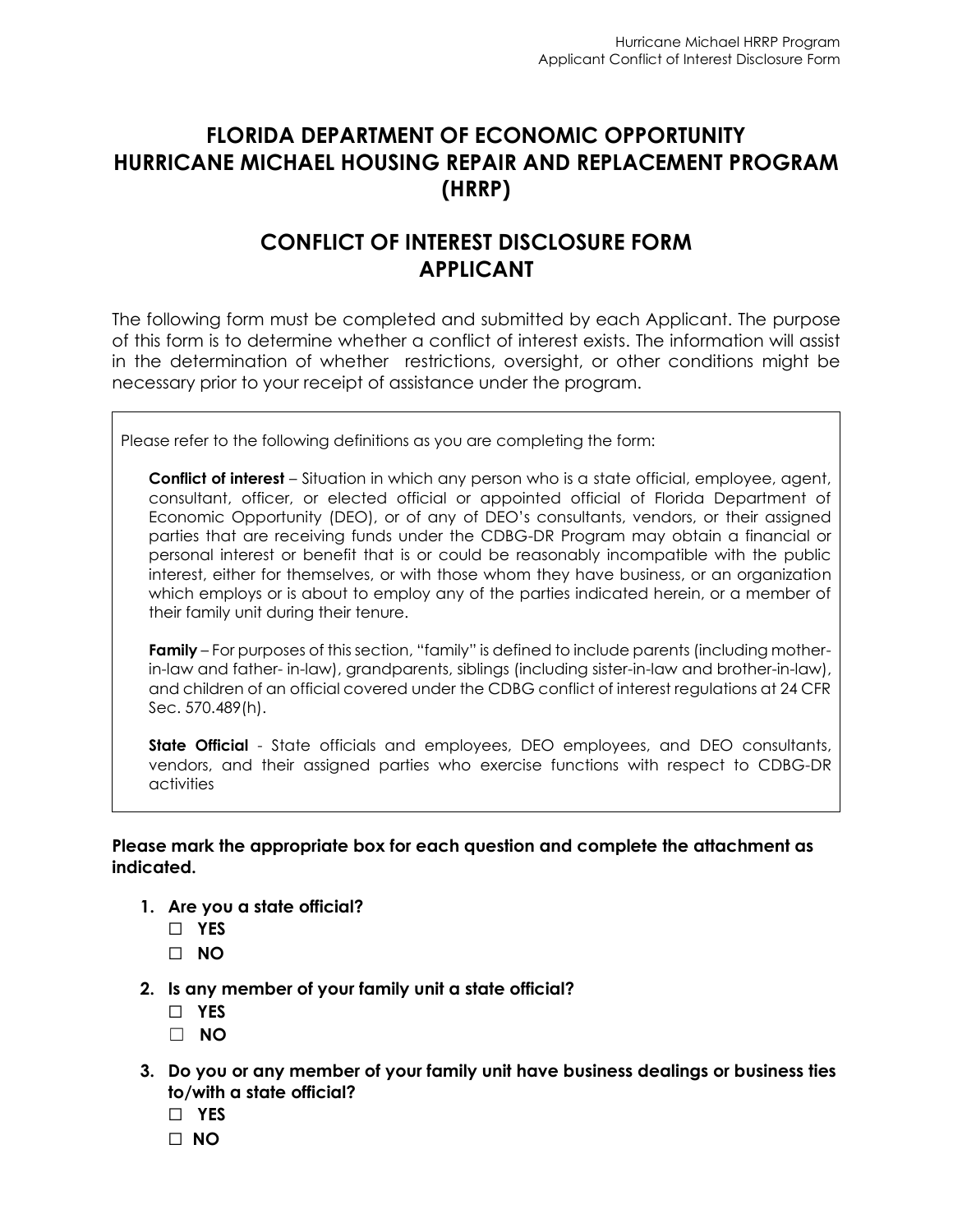# FLORIDA DEPARTMENT OF ECONOMIC OPPORTUNITY HURRICANE MICHAEL HOUSING REPAIR AND REPLACEMENT PROGRAM (HRRP)

## CONFLICT OF INTEREST DISCLOSURE FORM APPLICANT

The following form must be completed and submitted by each Applicant. The purpose of this form is to determine whether a conflict of interest exists. The information will assist in the determination of whether restrictions, oversight, or other conditions might be necessary prior to your receipt of assistance under the program.

Please refer to the following definitions as you are completing the form:

**Conflict of interest** – Situation in which any person who is a state official, employee, agent, consultant, officer, or elected official or appointed official of Florida Department of Economic Opportunity (DEO), or of any of DEO's consultants, vendors, or their assigned parties that are receiving funds under the CDBG-DR Program may obtain a financial or personal interest or benefit that is or could be reasonably incompatible with the public interest, either for themselves, or with those whom they have business, or an organization which employs or is about to employ any of the parties indicated herein, or a member of their family unit during their tenure.

**Family** – For purposes of this section, "family" is defined to include parents (including mother-in-law and father- in-law), grandparents, siblings (including sister-in-law and brother-in-law), and children of an official covered under the CDBG conflict of interest regulations at 24 CFR Sec. 570.489(h).

**State Official** - State officials and employees, DEO employees, and DEO consultants, vendors, and their assigned parties who exercise functions with respect to CDBG-DR activities

**Please mark the appropriate box for each question and complete the attachment as indicated.**

1. **Are you a state official?**
   - ☐ **YES**
   - ☐ **NO**
2. **Is any member of your family unit a state official?**
   - ☐ **YES**
   - ☐ **NO**
3. **Do you or any member of your family unit have business dealings or business ties to/with a state official?**
   - ☐ **YES**
   - ☐ **NO**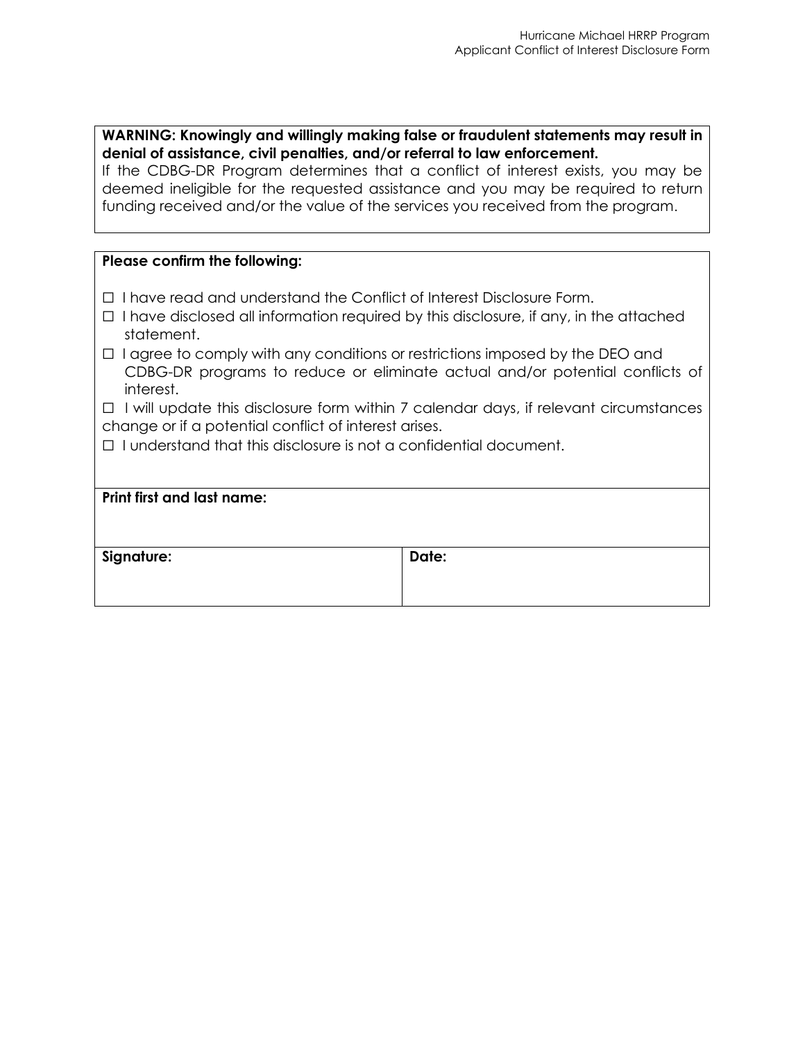**WARNING: Knowingly and willingly making false or fraudulent statements may result in denial of assistance, civil penalties, and/or referral to law enforcement.**
If the CDBG-DR Program determines that a conflict of interest exists, you may be deemed ineligible for the requested assistance and you may be required to return funding received and/or the value of the services you received from the program.

**Please confirm the following:**

☐ I have read and understand the Conflict of Interest Disclosure Form.
☐ I have disclosed all information required by this disclosure, if any, in the attached statement.
☐ I agree to comply with any conditions or restrictions imposed by the DEO and CDBG-DR programs to reduce or eliminate actual and/or potential conflicts of interest.
☐ I will update this disclosure form within 7 calendar days, if relevant circumstances change or if a potential conflict of interest arises.
☐ I understand that this disclosure is not a confidential document.

| **Print first and last name:** | |
| --- | --- |
| **Signature:** | **Date:** |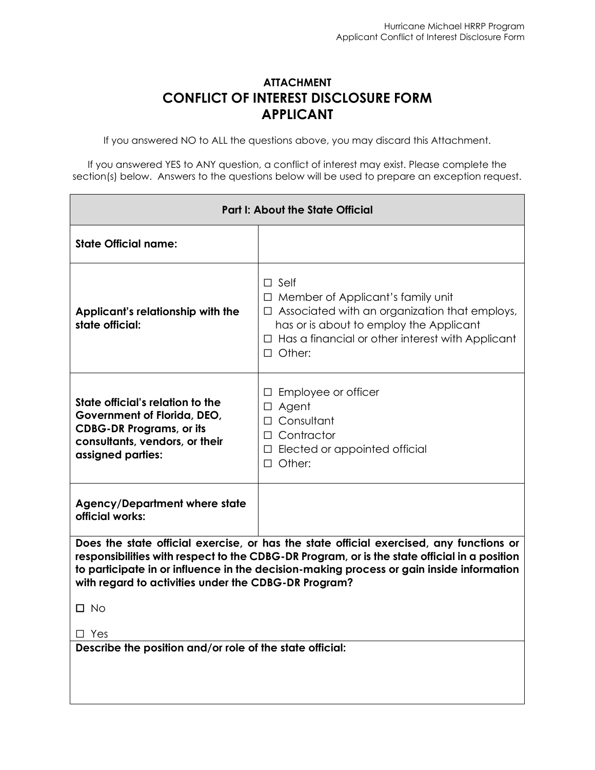# ATTACHMENT
# CONFLICT OF INTEREST DISCLOSURE FORM
# APPLICANT

If you answered NO to ALL the questions above, you may discard this Attachment.

If you answered YES to ANY question, a conflict of interest may exist. Please complete the section(s) below. Answers to the questions below will be used to prepare an exception request.

| **Part I: About the State Official** | |
|---|---|
| **State Official name:** | |
| **Applicant's relationship with the state official:** | ☐ Self<br>☐ Member of Applicant's family unit<br>☐ Associated with an organization that employs, has or is about to employ the Applicant<br>☐ Has a financial or other interest with Applicant<br>☐ Other: |
| **State official's relation to the Government of Florida, DEO, CDBG-DR Programs, or its consultants, vendors, or their assigned parties:** | ☐ Employee or officer<br>☐ Agent<br>☐ Consultant<br>☐ Contractor<br>☐ Elected or appointed official<br>☐ Other: |
| **Agency/Department where state official works:** | |

**Does the state official exercise, or has the state official exercised, any functions or responsibilities with respect to the CDBG-DR Program, or is the state official in a position to participate in or influence in the decision-making process or gain inside information with regard to activities under the CDBG-DR Program?**

☐ No

☐ Yes

**Describe the position and/or role of the state official:**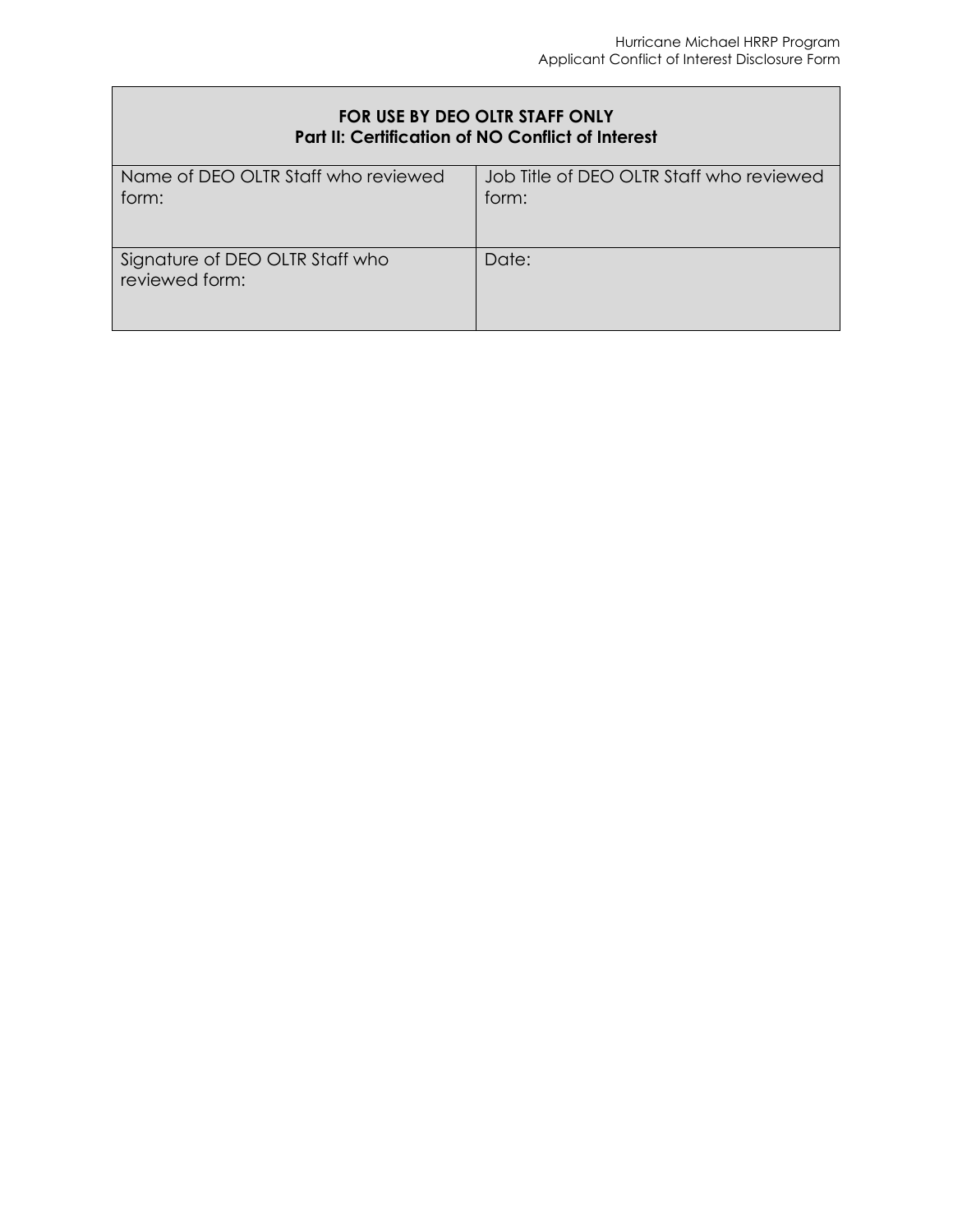| **FOR USE BY DEO OLTR STAFF ONLY**<br>**Part II: Certification of NO Conflict of Interest** | |
|---|---|
| Name of DEO OLTR Staff who reviewed form: | Job Title of DEO OLTR Staff who reviewed form: |
| Signature of DEO OLTR Staff who reviewed form: | Date: |